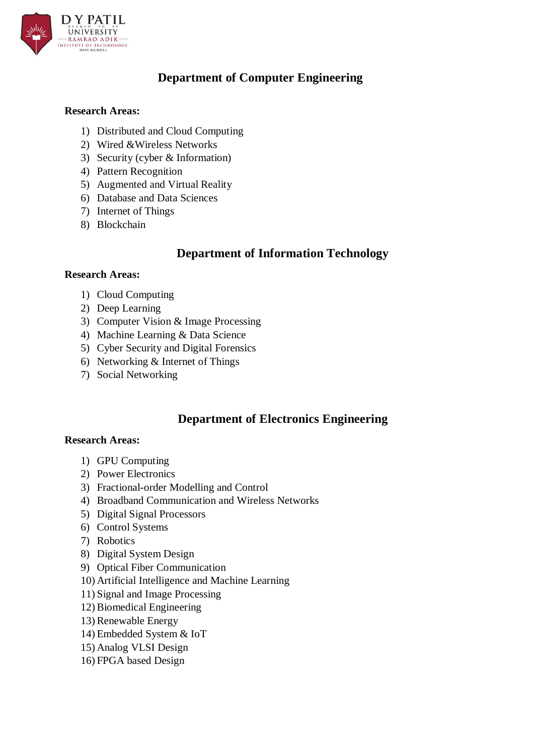## Department of Computer Engineering

**Research Areas:**

1) Distributed and Cloud Computing
2) Wired &Wireless Networks
3) Security (cyber & Information)
4) Pattern Recognition
5) Augmented and Virtual Reality
6) Database and Data Sciences
7) Internet of Things
8) Blockchain

## Department of Information Technology

**Research Areas:**

1) Cloud Computing
2) Deep Learning
3) Computer Vision & Image Processing
4) Machine Learning & Data Science
5) Cyber Security and Digital Forensics
6) Networking & Internet of Things
7) Social Networking

## Department of Electronics Engineering

**Research Areas:**

1) GPU Computing
2) Power Electronics
3) Fractional-order Modelling and Control
4) Broadband Communication and Wireless Networks
5) Digital Signal Processors
6) Control Systems
7) Robotics
8) Digital System Design
9) Optical Fiber Communication
10) Artificial Intelligence and Machine Learning
11) Signal and Image Processing
12) Biomedical Engineering
13) Renewable Energy
14) Embedded System & IoT
15) Analog VLSI Design
16) FPGA based Design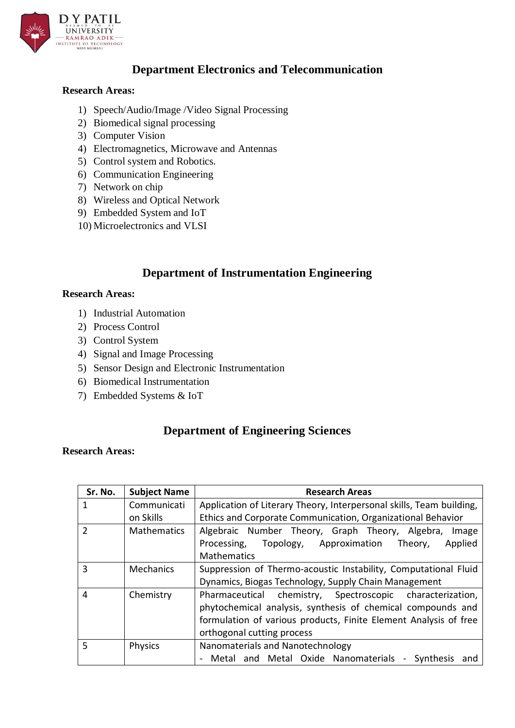## Department Electronics and Telecommunication

**Research Areas:**

1) Speech/Audio/Image /Video Signal Processing
2) Biomedical signal processing
3) Computer Vision
4) Electromagnetics, Microwave and Antennas
5) Control system and Robotics.
6) Communication Engineering
7) Network on chip
8) Wireless and Optical Network
9) Embedded System and IoT
10) Microelectronics and VLSI

## Department of Instrumentation Engineering

**Research Areas:**

1) Industrial Automation
2) Process Control
3) Control System
4) Signal and Image Processing
5) Sensor Design and Electronic Instrumentation
6) Biomedical Instrumentation
7) Embedded Systems & IoT

## Department of Engineering Sciences

**Research Areas:**

| Sr. No. | Subject Name | Research Areas |
|---|---|---|
| 1 | Communication Skills | Application of Literary Theory, Interpersonal skills, Team building, Ethics and Corporate Communication, Organizational Behavior |
| 2 | Mathematics | Algebraic Number Theory, Graph Theory, Algebra, Image Processing, Topology, Approximation Theory, Applied Mathematics |
| 3 | Mechanics | Suppression of Thermo-acoustic Instability, Computational Fluid Dynamics, Biogas Technology, Supply Chain Management |
| 4 | Chemistry | Pharmaceutical chemistry, Spectroscopic characterization, phytochemical analysis, synthesis of chemical compounds and formulation of various products, Finite Element Analysis of free orthogonal cutting process |
| 5 | Physics | Nanomaterials and Nanotechnology<br>- Metal and Metal Oxide Nanomaterials - Synthesis and |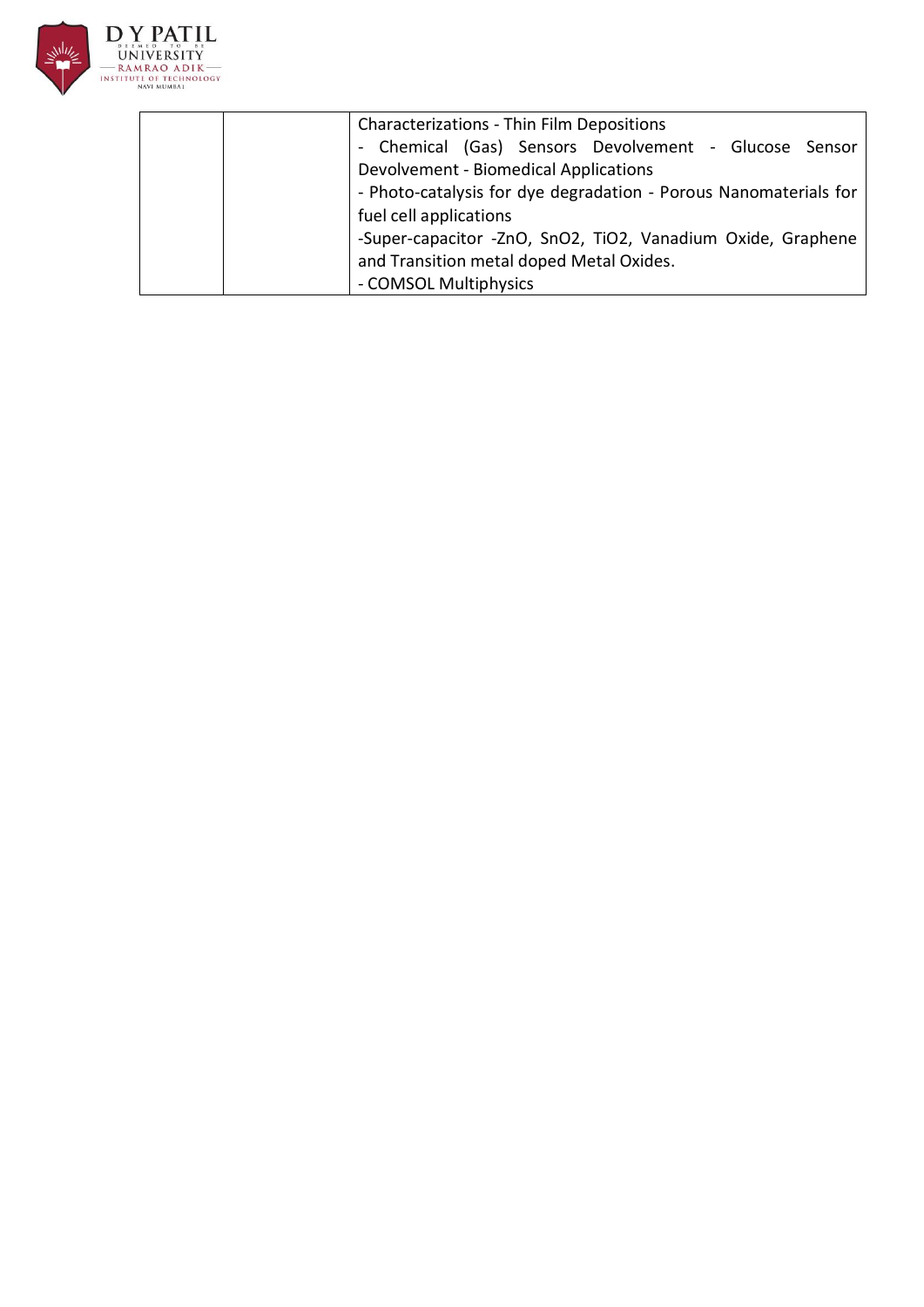| | | |
|---|---|---|
| | | Characterizations - Thin Film Depositions<br>- Chemical (Gas) Sensors Devolvement - Glucose Sensor Devolvement - Biomedical Applications<br>- Photo-catalysis for dye degradation - Porous Nanomaterials for fuel cell applications<br>-Super-capacitor -ZnO, $SnO_2$, $TiO_2$, Vanadium Oxide, Graphene and Transition metal doped Metal Oxides.<br>- COMSOL Multiphysics |